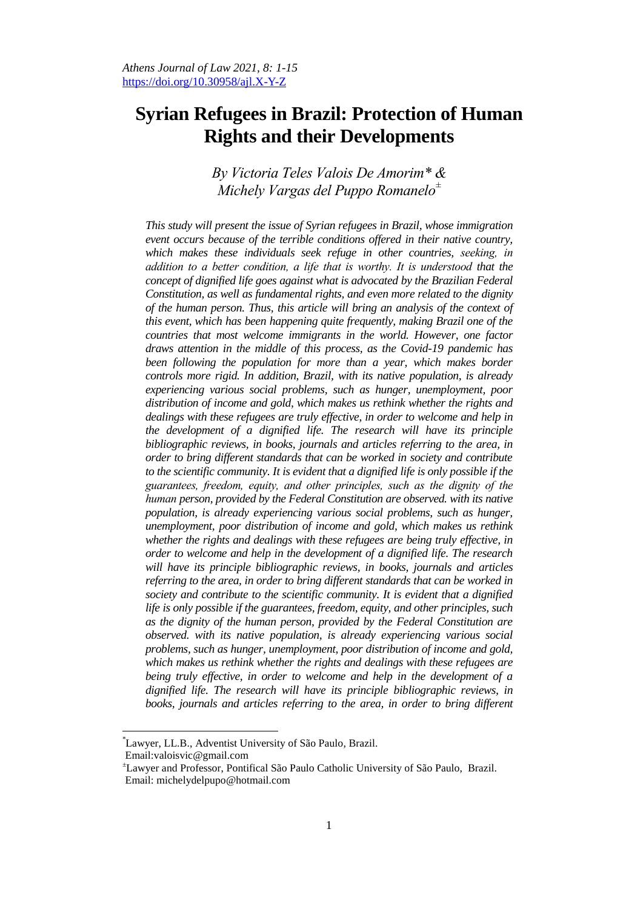# Syrian Refugees in Brazil: Protection of Human Rights and their Developments

*By Victoria Teles Valois De Amorim\* & Michely Vargas del Puppo Romanelo±*

*This study will present the issue of Syrian refugees in Brazil, whose immigration event occurs because of the terrible conditions offered in their native country, which makes these individuals seek refuge in other countries, seeking, in addition to a better condition, a life that is worthy. It is understood that the concept of dignified life goes against what is advocated by the Brazilian Federal Constitution, as well as fundamental rights, and even more related to the dignity of the human person. Thus, this article will bring an analysis of the context of this event, which has been happening quite frequently, making Brazil one of the countries that most welcome immigrants in the world. However, one factor draws attention in the middle of this process, as the Covid-19 pandemic has been following the population for more than a year, which makes border controls more rigid. In addition, Brazil, with its native population, is already experiencing various social problems, such as hunger, unemployment, poor distribution of income and gold, which makes us rethink whether the rights and dealings with these refugees are truly effective, in order to welcome and help in the development of a dignified life. The research will have its principle bibliographic reviews, in books, journals and articles referring to the area, in order to bring different standards that can be worked in society and contribute to the scientific community. It is evident that a dignified life is only possible if the guarantees, freedom, equity, and other principles, such as the dignity of the human person, provided by the Federal Constitution are observed. with its native population, is already experiencing various social problems, such as hunger, unemployment, poor distribution of income and gold, which makes us rethink whether the rights and dealings with these refugees are being truly effective, in order to welcome and help in the development of a dignified life. The research will have its principle bibliographic reviews, in books, journals and articles referring to the area, in order to bring different standards that can be worked in society and contribute to the scientific community. It is evident that a dignified life is only possible if the guarantees, freedom, equity, and other principles, such as the dignity of the human person, provided by the Federal Constitution are observed. with its native population, is already experiencing various social problems, such as hunger, unemployment, poor distribution of income and gold, which makes us rethink whether the rights and dealings with these refugees are being truly effective, in order to welcome and help in the development of a dignified life. The research will have its principle bibliographic reviews, in books, journals and articles referring to the area, in order to bring different*

---

\*Lawyer, LL.B., Adventist University of São Paulo, Brazil. Email:valoisvic@gmail.com

±Lawyer and Professor, Pontifical São Paulo Catholic University of São Paulo, Brazil. Email: michelydelpupo@hotmail.com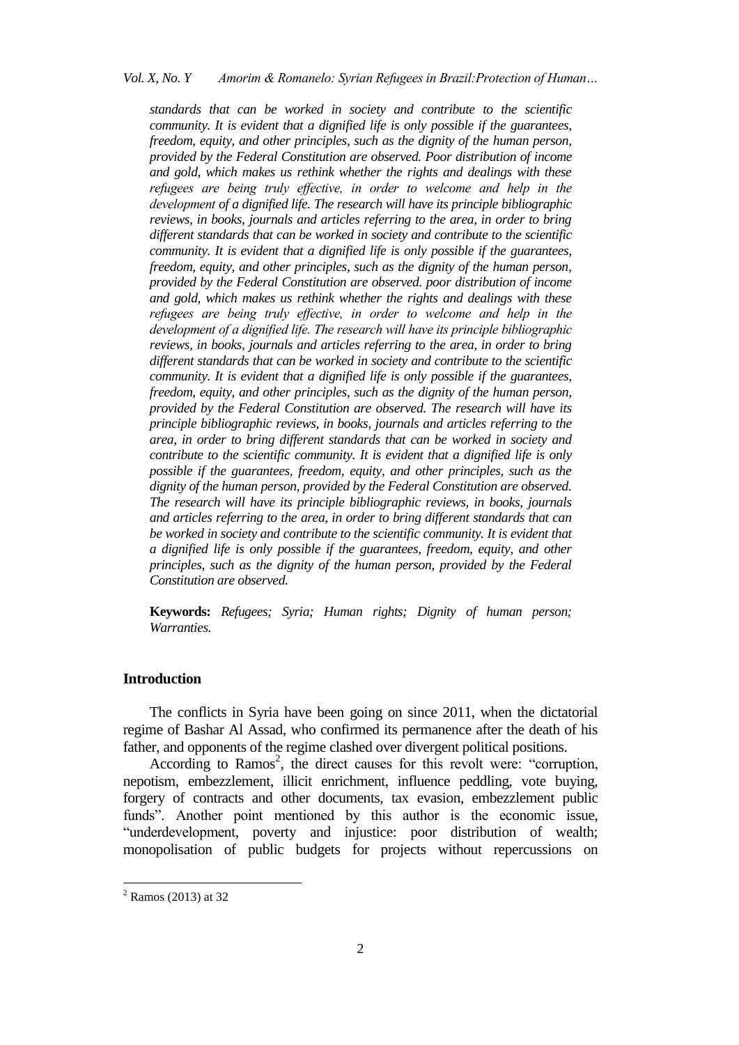*standards that can be worked in society and contribute to the scientific community. It is evident that a dignified life is only possible if the guarantees, freedom, equity, and other principles, such as the dignity of the human person, provided by the Federal Constitution are observed. Poor distribution of income and gold, which makes us rethink whether the rights and dealings with these refugees are being truly effective, in order to welcome and help in the development of a dignified life. The research will have its principle bibliographic reviews, in books, journals and articles referring to the area, in order to bring different standards that can be worked in society and contribute to the scientific community. It is evident that a dignified life is only possible if the guarantees, freedom, equity, and other principles, such as the dignity of the human person, provided by the Federal Constitution are observed. poor distribution of income and gold, which makes us rethink whether the rights and dealings with these refugees are being truly effective, in order to welcome and help in the development of a dignified life. The research will have its principle bibliographic reviews, in books, journals and articles referring to the area, in order to bring different standards that can be worked in society and contribute to the scientific community. It is evident that a dignified life is only possible if the guarantees, freedom, equity, and other principles, such as the dignity of the human person, provided by the Federal Constitution are observed. The research will have its principle bibliographic reviews, in books, journals and articles referring to the area, in order to bring different standards that can be worked in society and contribute to the scientific community. It is evident that a dignified life is only possible if the guarantees, freedom, equity, and other principles, such as the dignity of the human person, provided by the Federal Constitution are observed. The research will have its principle bibliographic reviews, in books, journals and articles referring to the area, in order to bring different standards that can be worked in society and contribute to the scientific community. It is evident that a dignified life is only possible if the guarantees, freedom, equity, and other principles, such as the dignity of the human person, provided by the Federal Constitution are observed.*

**Keywords:** *Refugees; Syria; Human rights; Dignity of human person; Warranties.*

## Introduction

The conflicts in Syria have been going on since 2011, when the dictatorial regime of Bashar Al Assad, who confirmed its permanence after the death of his father, and opponents of the regime clashed over divergent political positions.

According to Ramos[2], the direct causes for this revolt were: "corruption, nepotism, embezzlement, illicit enrichment, influence peddling, vote buying, forgery of contracts and other documents, tax evasion, embezzlement public funds". Another point mentioned by this author is the economic issue, "underdevelopment, poverty and injustice: poor distribution of wealth; monopolisation of public budgets for projects without repercussions on

[2] Ramos (2013) at 32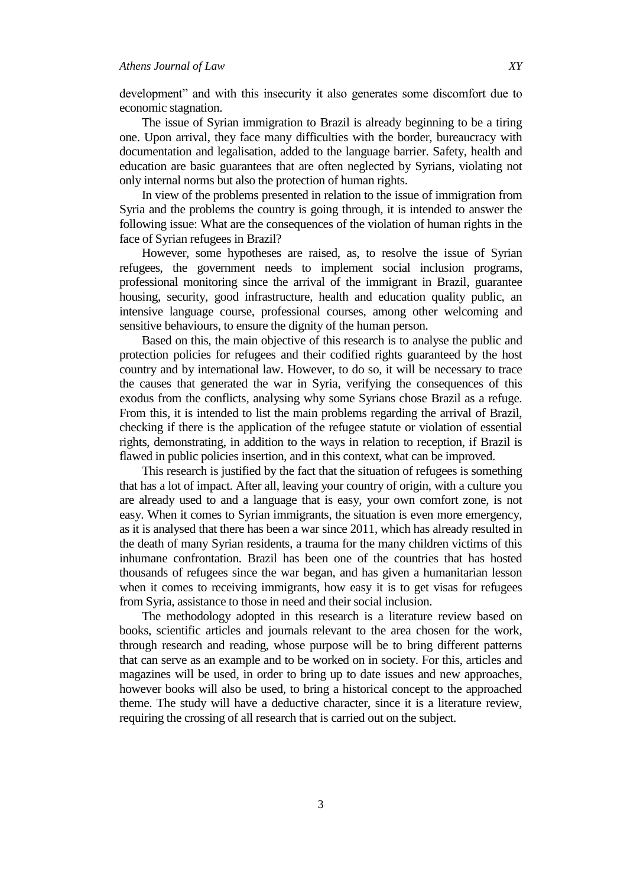development" and with this insecurity it also generates some discomfort due to economic stagnation.

The issue of Syrian immigration to Brazil is already beginning to be a tiring one. Upon arrival, they face many difficulties with the border, bureaucracy with documentation and legalisation, added to the language barrier. Safety, health and education are basic guarantees that are often neglected by Syrians, violating not only internal norms but also the protection of human rights.

In view of the problems presented in relation to the issue of immigration from Syria and the problems the country is going through, it is intended to answer the following issue: What are the consequences of the violation of human rights in the face of Syrian refugees in Brazil?

However, some hypotheses are raised, as, to resolve the issue of Syrian refugees, the government needs to implement social inclusion programs, professional monitoring since the arrival of the immigrant in Brazil, guarantee housing, security, good infrastructure, health and education quality public, an intensive language course, professional courses, among other welcoming and sensitive behaviours, to ensure the dignity of the human person.

Based on this, the main objective of this research is to analyse the public and protection policies for refugees and their codified rights guaranteed by the host country and by international law. However, to do so, it will be necessary to trace the causes that generated the war in Syria, verifying the consequences of this exodus from the conflicts, analysing why some Syrians chose Brazil as a refuge. From this, it is intended to list the main problems regarding the arrival of Brazil, checking if there is the application of the refugee statute or violation of essential rights, demonstrating, in addition to the ways in relation to reception, if Brazil is flawed in public policies insertion, and in this context, what can be improved.

This research is justified by the fact that the situation of refugees is something that has a lot of impact. After all, leaving your country of origin, with a culture you are already used to and a language that is easy, your own comfort zone, is not easy. When it comes to Syrian immigrants, the situation is even more emergency, as it is analysed that there has been a war since 2011, which has already resulted in the death of many Syrian residents, a trauma for the many children victims of this inhumane confrontation. Brazil has been one of the countries that has hosted thousands of refugees since the war began, and has given a humanitarian lesson when it comes to receiving immigrants, how easy it is to get visas for refugees from Syria, assistance to those in need and their social inclusion.

The methodology adopted in this research is a literature review based on books, scientific articles and journals relevant to the area chosen for the work, through research and reading, whose purpose will be to bring different patterns that can serve as an example and to be worked on in society. For this, articles and magazines will be used, in order to bring up to date issues and new approaches, however books will also be used, to bring a historical concept to the approached theme. The study will have a deductive character, since it is a literature review, requiring the crossing of all research that is carried out on the subject.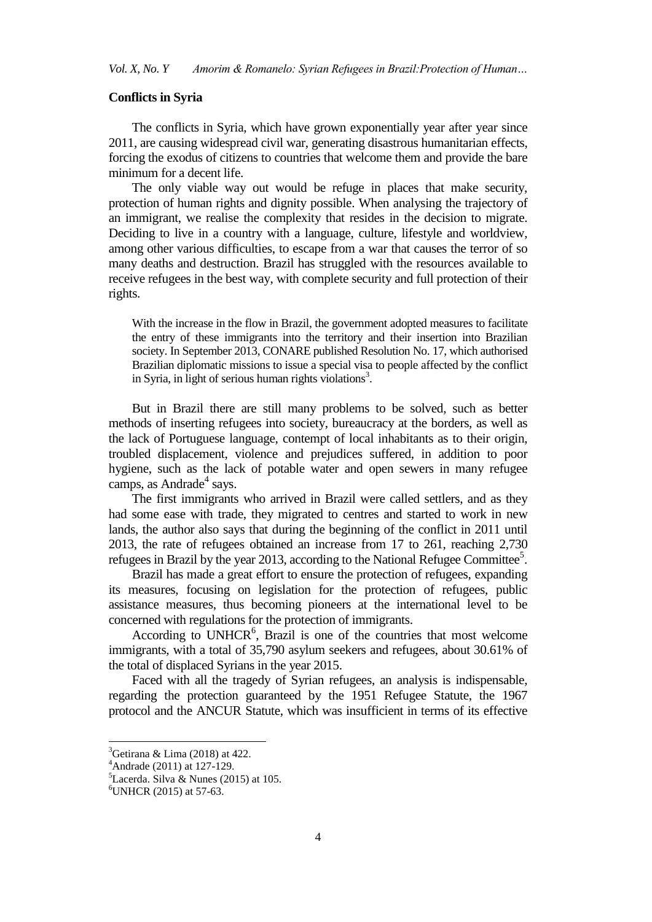**Conflicts in Syria**

The conflicts in Syria, which have grown exponentially year after year since 2011, are causing widespread civil war, generating disastrous humanitarian effects, forcing the exodus of citizens to countries that welcome them and provide the bare minimum for a decent life.

The only viable way out would be refuge in places that make security, protection of human rights and dignity possible. When analysing the trajectory of an immigrant, we realise the complexity that resides in the decision to migrate. Deciding to live in a country with a language, culture, lifestyle and worldview, among other various difficulties, to escape from a war that causes the terror of so many deaths and destruction. Brazil has struggled with the resources available to receive refugees in the best way, with complete security and full protection of their rights.

> With the increase in the flow in Brazil, the government adopted measures to facilitate the entry of these immigrants into the territory and their insertion into Brazilian society. In September 2013, CONARE published Resolution No. 17, which authorised Brazilian diplomatic missions to issue a special visa to people affected by the conflict in Syria, in light of serious human rights violations[3].

But in Brazil there are still many problems to be solved, such as better methods of inserting refugees into society, bureaucracy at the borders, as well as the lack of Portuguese language, contempt of local inhabitants as to their origin, troubled displacement, violence and prejudices suffered, in addition to poor hygiene, such as the lack of potable water and open sewers in many refugee camps, as Andrade[4] says.

The first immigrants who arrived in Brazil were called settlers, and as they had some ease with trade, they migrated to centres and started to work in new lands, the author also says that during the beginning of the conflict in 2011 until 2013, the rate of refugees obtained an increase from 17 to 261, reaching 2,730 refugees in Brazil by the year 2013, according to the National Refugee Committee[5].

Brazil has made a great effort to ensure the protection of refugees, expanding its measures, focusing on legislation for the protection of refugees, public assistance measures, thus becoming pioneers at the international level to be concerned with regulations for the protection of immigrants.

According to UNHCR[6], Brazil is one of the countries that most welcome immigrants, with a total of 35,790 asylum seekers and refugees, about 30.61% of the total of displaced Syrians in the year 2015.

Faced with all the tragedy of Syrian refugees, an analysis is indispensable, regarding the protection guaranteed by the 1951 Refugee Statute, the 1967 protocol and the ANCUR Statute, which was insufficient in terms of its effective

---

[3]Getirana & Lima (2018) at 422.

[4]Andrade (2011) at 127-129.

[5]Lacerda. Silva & Nunes (2015) at 105.

[6]UNHCR (2015) at 57-63.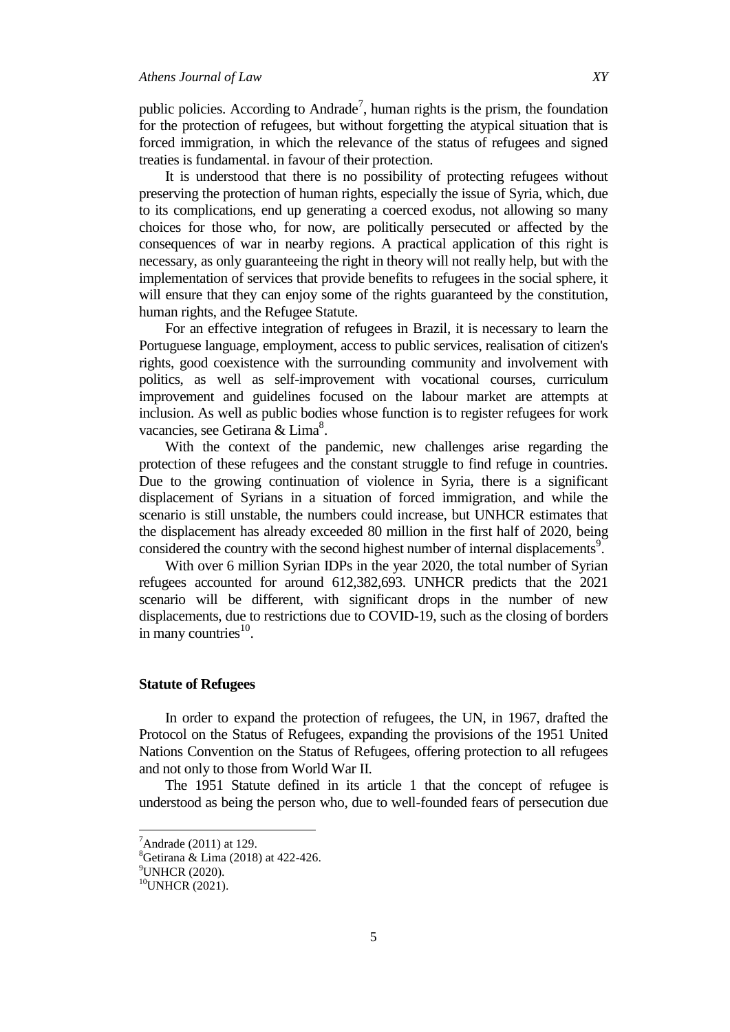public policies. According to Andrade[7], human rights is the prism, the foundation for the protection of refugees, but without forgetting the atypical situation that is forced immigration, in which the relevance of the status of refugees and signed treaties is fundamental. in favour of their protection.

It is understood that there is no possibility of protecting refugees without preserving the protection of human rights, especially the issue of Syria, which, due to its complications, end up generating a coerced exodus, not allowing so many choices for those who, for now, are politically persecuted or affected by the consequences of war in nearby regions. A practical application of this right is necessary, as only guaranteeing the right in theory will not really help, but with the implementation of services that provide benefits to refugees in the social sphere, it will ensure that they can enjoy some of the rights guaranteed by the constitution, human rights, and the Refugee Statute.

For an effective integration of refugees in Brazil, it is necessary to learn the Portuguese language, employment, access to public services, realisation of citizen's rights, good coexistence with the surrounding community and involvement with politics, as well as self-improvement with vocational courses, curriculum improvement and guidelines focused on the labour market are attempts at inclusion. As well as public bodies whose function is to register refugees for work vacancies, see Getirana & Lima[8].

With the context of the pandemic, new challenges arise regarding the protection of these refugees and the constant struggle to find refuge in countries. Due to the growing continuation of violence in Syria, there is a significant displacement of Syrians in a situation of forced immigration, and while the scenario is still unstable, the numbers could increase, but UNHCR estimates that the displacement has already exceeded 80 million in the first half of 2020, being considered the country with the second highest number of internal displacements[9].

With over 6 million Syrian IDPs in the year 2020, the total number of Syrian refugees accounted for around 612,382,693. UNHCR predicts that the 2021 scenario will be different, with significant drops in the number of displacements, due to restrictions due to COVID-19, such as the closing of borders in many countries[10].

## Statute of Refugees

In order to expand the protection of refugees, the UN, in 1967, drafted the Protocol on the Status of Refugees, expanding the provisions of the 1951 United Nations Convention on the Status of Refugees, offering protection to all refugees and not only to those from World War II.

The 1951 Statute defined in its article 1 that the concept of refugee is understood as being the person who, due to well-founded fears of persecution due

---

[7] Andrade (2011) at 129.

[8] Getirana & Lima (2018) at 422-426.

[9] UNHCR (2020).

[10] UNHCR (2021).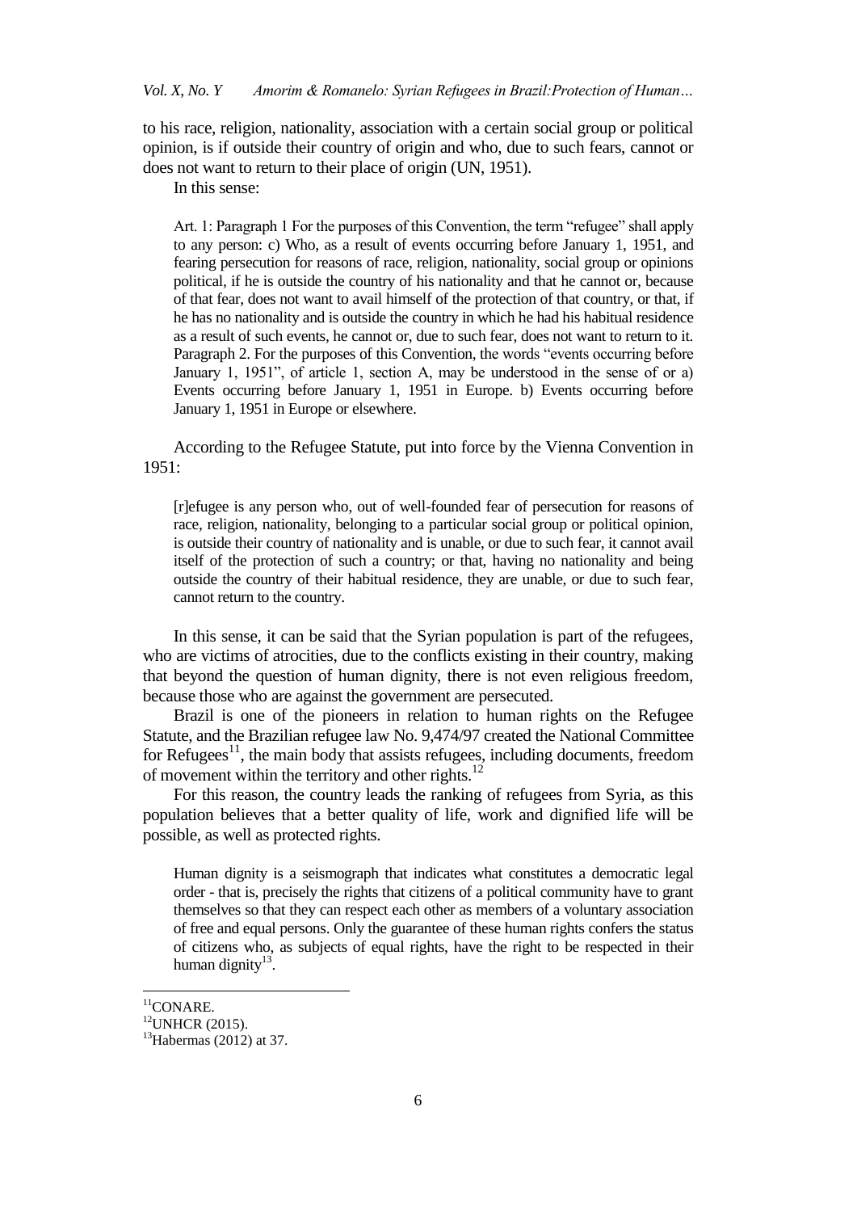to his race, religion, nationality, association with a certain social group or political opinion, is if outside their country of origin and who, due to such fears, cannot or does not want to return to their place of origin (UN, 1951).

In this sense:

> Art. 1: Paragraph 1 For the purposes of this Convention, the term "refugee" shall apply to any person: c) Who, as a result of events occurring before January 1, 1951, and fearing persecution for reasons of race, religion, nationality, social group or opinions political, if he is outside the country of his nationality and that he cannot or, because of that fear, does not want to avail himself of the protection of that country, or that, if he has no nationality and is outside the country in which he had his habitual residence as a result of such events, he cannot or, due to such fear, does not want to return to it. Paragraph 2. For the purposes of this Convention, the words "events occurring before January 1, 1951", of article 1, section A, may be understood in the sense of or a) Events occurring before January 1, 1951 in Europe. b) Events occurring before January 1, 1951 in Europe or elsewhere.

According to the Refugee Statute, put into force by the Vienna Convention in 1951:

> [r]efugee is any person who, out of well-founded fear of persecution for reasons of race, religion, nationality, belonging to a particular social group or political opinion, is outside their country of nationality and is unable, or due to such fear, it cannot avail itself of the protection of such a country; or that, having no nationality and being outside the country of their habitual residence, they are unable, or due to such fear, cannot return to the country.

In this sense, it can be said that the Syrian population is part of the refugees, who are victims of atrocities, due to the conflicts existing in their country, making that beyond the question of human dignity, there is not even religious freedom, because those who are against the government are persecuted.

Brazil is one of the pioneers in relation to human rights on the Refugee Statute, and the Brazilian refugee law No. 9,474/97 created the National Committee for Refugees[11], the main body that assists refugees, including documents, freedom of movement within the territory and other rights.[12]

For this reason, the country leads the ranking of refugees from Syria, as this population believes that a better quality of life, work and dignified life will be possible, as well as protected rights.

> Human dignity is a seismograph that indicates what constitutes a democratic legal order - that is, precisely the rights that citizens of a political community have to grant themselves so that they can respect each other as members of a voluntary association of free and equal persons. Only the guarantee of these human rights confers the status of citizens who, as subjects of equal rights, have the right to be respected in their human dignity[13].

[11]CONARE.

[12]UNHCR (2015).

[13]Habermas (2012) at 37.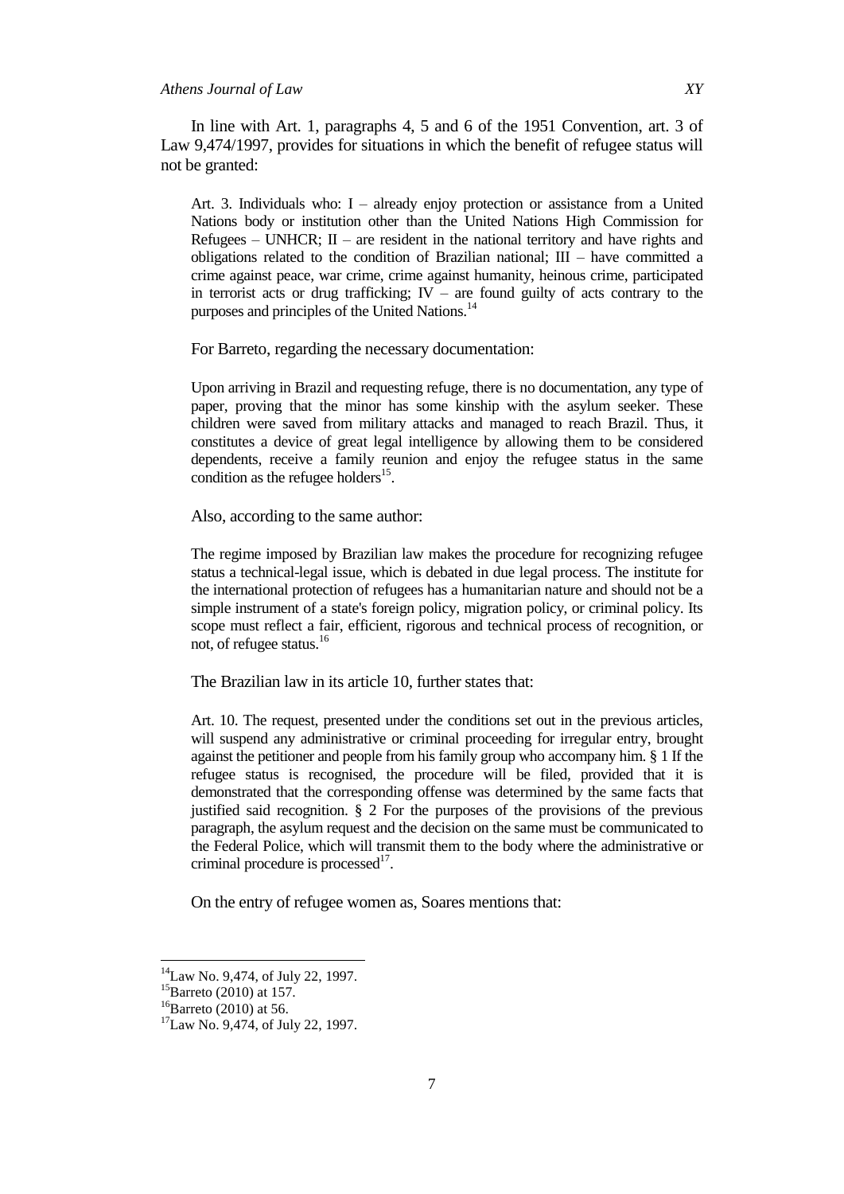In line with Art. 1, paragraphs 4, 5 and 6 of the 1951 Convention, art. 3 of Law 9,474/1997, provides for situations in which the benefit of refugee status will not be granted:

> Art. 3. Individuals who: I – already enjoy protection or assistance from a United Nations body or institution other than the United Nations High Commission for Refugees – UNHCR; II – are resident in the national territory and have rights and obligations related to the condition of Brazilian national; III – have committed a crime against peace, war crime, crime against humanity, heinous crime, participated in terrorist acts or drug trafficking; IV – are found guilty of acts contrary to the purposes and principles of the United Nations.[14]

For Barreto, regarding the necessary documentation:

> Upon arriving in Brazil and requesting refuge, there is no documentation, any type of paper, proving that the minor has some kinship with the asylum seeker. These children were saved from military attacks and managed to reach Brazil. Thus, it constitutes a device of great legal intelligence by allowing them to be considered dependents, receive a family reunion and enjoy the refugee status in the same condition as the refugee holders[15].

Also, according to the same author:

> The regime imposed by Brazilian law makes the procedure for recognizing refugee status a technical-legal issue, which is debated in due legal process. The institute for the international protection of refugees has a humanitarian nature and should not be a simple instrument of a state's foreign policy, migration policy, or criminal policy. Its scope must reflect a fair, efficient, rigorous and technical process of recognition, or not, of refugee status.[16]

The Brazilian law in its article 10, further states that:

> Art. 10. The request, presented under the conditions set out in the previous articles, will suspend any administrative or criminal proceeding for irregular entry, brought against the petitioner and people from his family group who accompany him. § 1 If the refugee status is recognised, the procedure will be filed, provided that it is demonstrated that the corresponding offense was determined by the same facts that justified said recognition. § 2 For the purposes of the provisions of the previous paragraph, the asylum request and the decision on the same must be communicated to the Federal Police, which will transmit them to the body where the administrative or criminal procedure is processed[17].

On the entry of refugee women as, Soares mentions that:

---

[14] Law No. 9,474, of July 22, 1997.

[15] Barreto (2010) at 157.

[16] Barreto (2010) at 56.

[17] Law No. 9,474, of July 22, 1997.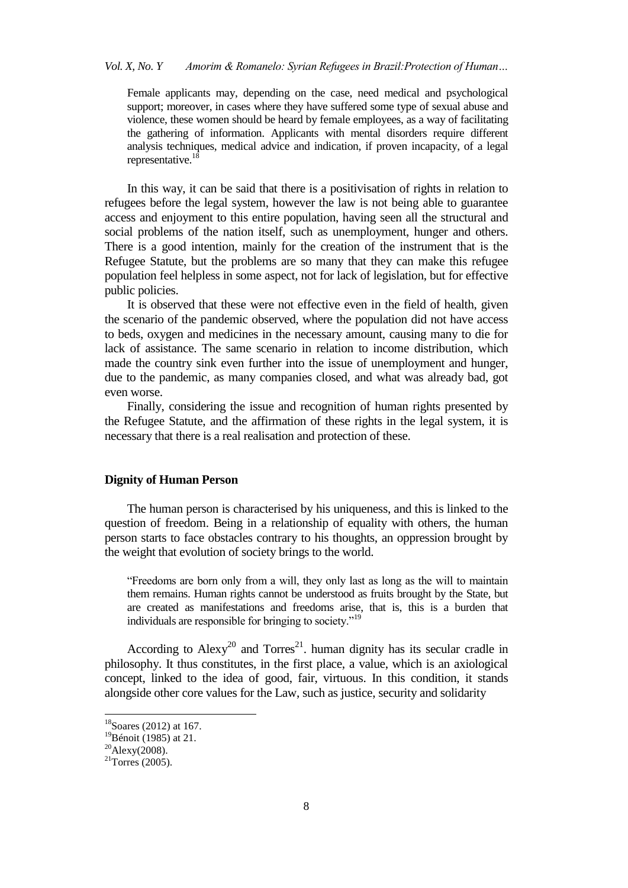> Female applicants may, depending on the case, need medical and psychological support; moreover, in cases where they have suffered some type of sexual abuse and violence, these women should be heard by female employees, as a way of facilitating the gathering of information. Applicants with mental disorders require different analysis techniques, medical advice and indication, if proven incapacity, of a legal representative.[18]

In this way, it can be said that there is a positivisation of rights in relation to refugees before the legal system, however the law is not being able to guarantee access and enjoyment to this entire population, having seen all the structural and social problems of the nation itself, such as unemployment, hunger and others. There is a good intention, mainly for the creation of the instrument that is the Refugee Statute, but the problems are so many that they can make this refugee population feel helpless in some aspect, not for lack of legislation, but for effective public policies.

It is observed that these were not effective even in the field of health, given the scenario of the pandemic observed, where the population did not have access to beds, oxygen and medicines in the necessary amount, causing many to die for lack of assistance. The same scenario in relation to income distribution, which made the country sink even further into the issue of unemployment and hunger, due to the pandemic, as many companies closed, and what was already bad, got even worse.

Finally, considering the issue and recognition of human rights presented by the Refugee Statute, and the affirmation of these rights in the legal system, it is necessary that there is a real realisation and protection of these.

## Dignity of Human Person

The human person is characterised by his uniqueness, and this is linked to the question of freedom. Being in a relationship of equality with others, the human person starts to face obstacles contrary to his thoughts, an oppression brought by the weight that evolution of society brings to the world.

> "Freedoms are born only from a will, they only last as long as the will to maintain them remains. Human rights cannot be understood as fruits brought by the State, but are created as manifestations and freedoms arise, that is, this is a burden that individuals are responsible for bringing to society."[19]

According to Alexy[20] and Torres[21]. human dignity has its secular cradle in philosophy. It thus constitutes, in the first place, a value, which is an axiological concept, linked to the idea of good, fair, virtuous. In this condition, it stands alongside other core values for the Law, such as justice, security and solidarity

---

[18] Soares (2012) at 167.
[19] Bénoit (1985) at 21.
[20] Alexy(2008).
[21] Torres (2005).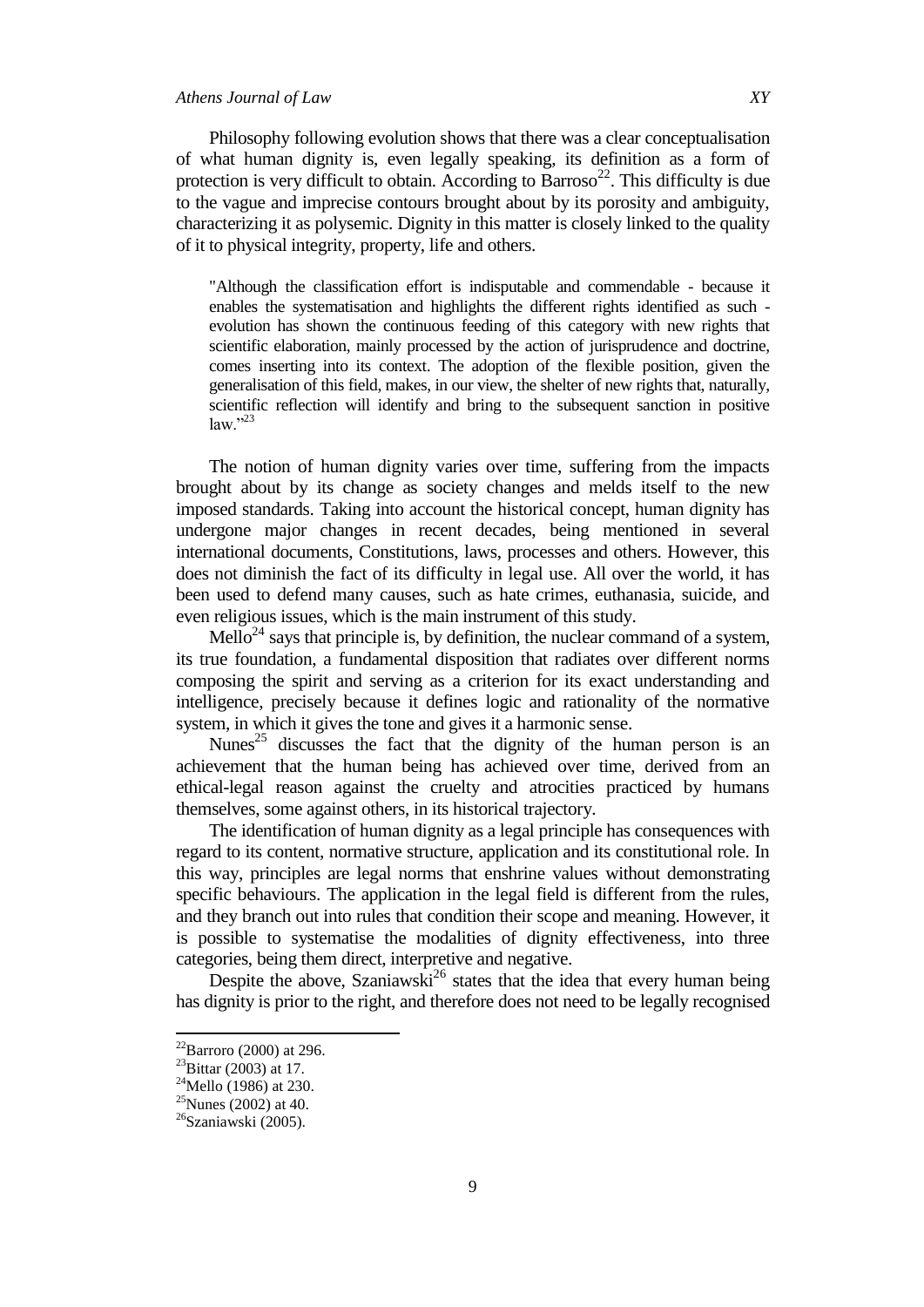Philosophy following evolution shows that there was a clear conceptualisation of what human dignity is, even legally speaking, its definition as a form of protection is very difficult to obtain. According to Barroso[22]. This difficulty is due to the vague and imprecise contours brought about by its porosity and ambiguity, characterizing it as polysemic. Dignity in this matter is closely linked to the quality of it to physical integrity, property, life and others.

> "Although the classification effort is indisputable and commendable - because it enables the systematisation and highlights the different rights identified as such - evolution has shown the continuous feeding of this category with new rights that scientific elaboration, mainly processed by the action of jurisprudence and doctrine, comes inserting into its context. The adoption of the flexible position, given the generalisation of this field, makes, in our view, the shelter of new rights that, naturally, scientific reflection will identify and bring to the subsequent sanction in positive law."[23]

The notion of human dignity varies over time, suffering from the impacts brought about by its change as society changes and melds itself to the new imposed standards. Taking into account the historical concept, human dignity has undergone major changes in recent decades, being mentioned in several international documents, Constitutions, laws, processes and others. However, this does not diminish the fact of its difficulty in legal use. All over the world, it has been used to defend many causes, such as hate crimes, euthanasia, suicide, and even religious issues, which is the main instrument of this study.

Mello[24] says that principle is, by definition, the nuclear command of a system, its true foundation, a fundamental disposition that radiates over different norms composing the spirit and serving as a criterion for its exact understanding and intelligence, precisely because it defines logic and rationality of the normative system, in which it gives the tone and gives it a harmonic sense.

Nunes[25] discusses the fact that the dignity of the human person is an achievement that the human being has achieved over time, derived from an ethical-legal reason against the cruelty and atrocities practiced by humans themselves, some against others, in its historical trajectory.

The identification of human dignity as a legal principle has consequences with regard to its content, normative structure, application and its constitutional role. In this way, principles are legal norms that enshrine values without demonstrating specific behaviours. The application in the legal field is different from the rules, and they branch out into rules that condition their scope and meaning. However, it is possible to systematise the modalities of dignity effectiveness, into three categories, being them direct, interpretive and negative.

Despite the above, Szaniawski[26] states that the idea that every human being has dignity is prior to the right, and therefore does not need to be legally recognised

---

[22] Barroro (2000) at 296.
[23] Bittar (2003) at 17.
[24] Mello (1986) at 230.
[25] Nunes (2002) at 40.
[26] Szaniawski (2005).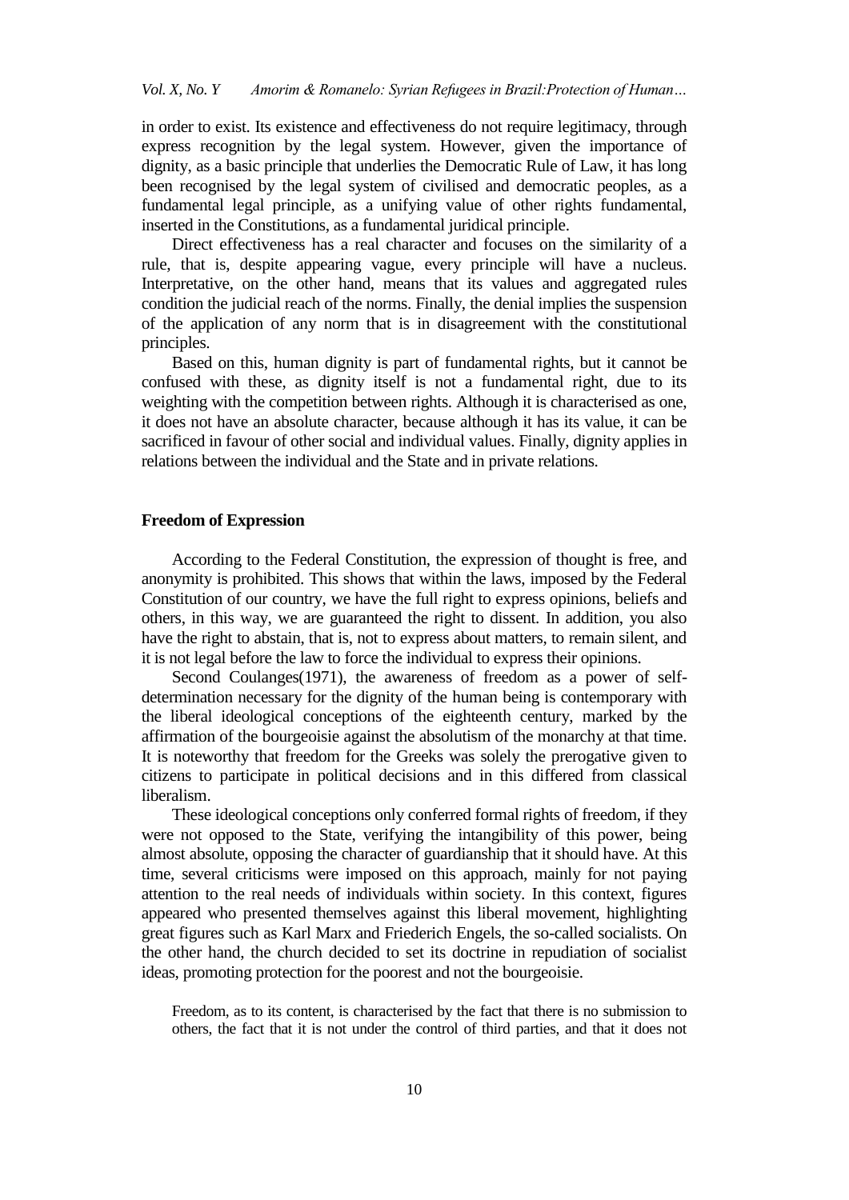in order to exist. Its existence and effectiveness do not require legitimacy, through express recognition by the legal system. However, given the importance of dignity, as a basic principle that underlies the Democratic Rule of Law, it has long been recognised by the legal system of civilised and democratic peoples, as a fundamental legal principle, as a unifying value of other rights fundamental, inserted in the Constitutions, as a fundamental juridical principle.

Direct effectiveness has a real character and focuses on the similarity of a rule, that is, despite appearing vague, every principle will have a nucleus. Interpretative, on the other hand, means that its values and aggregated rules condition the judicial reach of the norms. Finally, the denial implies the suspension of the application of any norm that is in disagreement with the constitutional principles.

Based on this, human dignity is part of fundamental rights, but it cannot be confused with these, as dignity itself is not a fundamental right, due to its weighting with the competition between rights. Although it is characterised as one, it does not have an absolute character, because although it has its value, it can be sacrificed in favour of other social and individual values. Finally, dignity applies in relations between the individual and the State and in private relations.

## Freedom of Expression

According to the Federal Constitution, the expression of thought is free, and anonymity is prohibited. This shows that within the laws, imposed by the Federal Constitution of our country, we have the full right to express opinions, beliefs and others, in this way, we are guaranteed the right to dissent. In addition, you also have the right to abstain, that is, not to express about matters, to remain silent, and it is not legal before the law to force the individual to express their opinions.

Second Coulanges(1971), the awareness of freedom as a power of self-determination necessary for the dignity of the human being is contemporary with the liberal ideological conceptions of the eighteenth century, marked by the affirmation of the bourgeoisie against the absolutism of the monarchy at that time. It is noteworthy that freedom for the Greeks was solely the prerogative given to citizens to participate in political decisions and in this differed from classical liberalism.

These ideological conceptions only conferred formal rights of freedom, if they were not opposed to the State, verifying the intangibility of this power, being almost absolute, opposing the character of guardianship that it should have. At this time, several criticisms were imposed on this approach, mainly for not paying attention to the real needs of individuals within society. In this context, figures appeared who presented themselves against this liberal movement, highlighting great figures such as Karl Marx and Friederich Engels, the so-called socialists. On the other hand, the church decided to set its doctrine in repudiation of socialist ideas, promoting protection for the poorest and not the bourgeoisie.

> Freedom, as to its content, is characterised by the fact that there is no submission to others, the fact that it is not under the control of third parties, and that it does not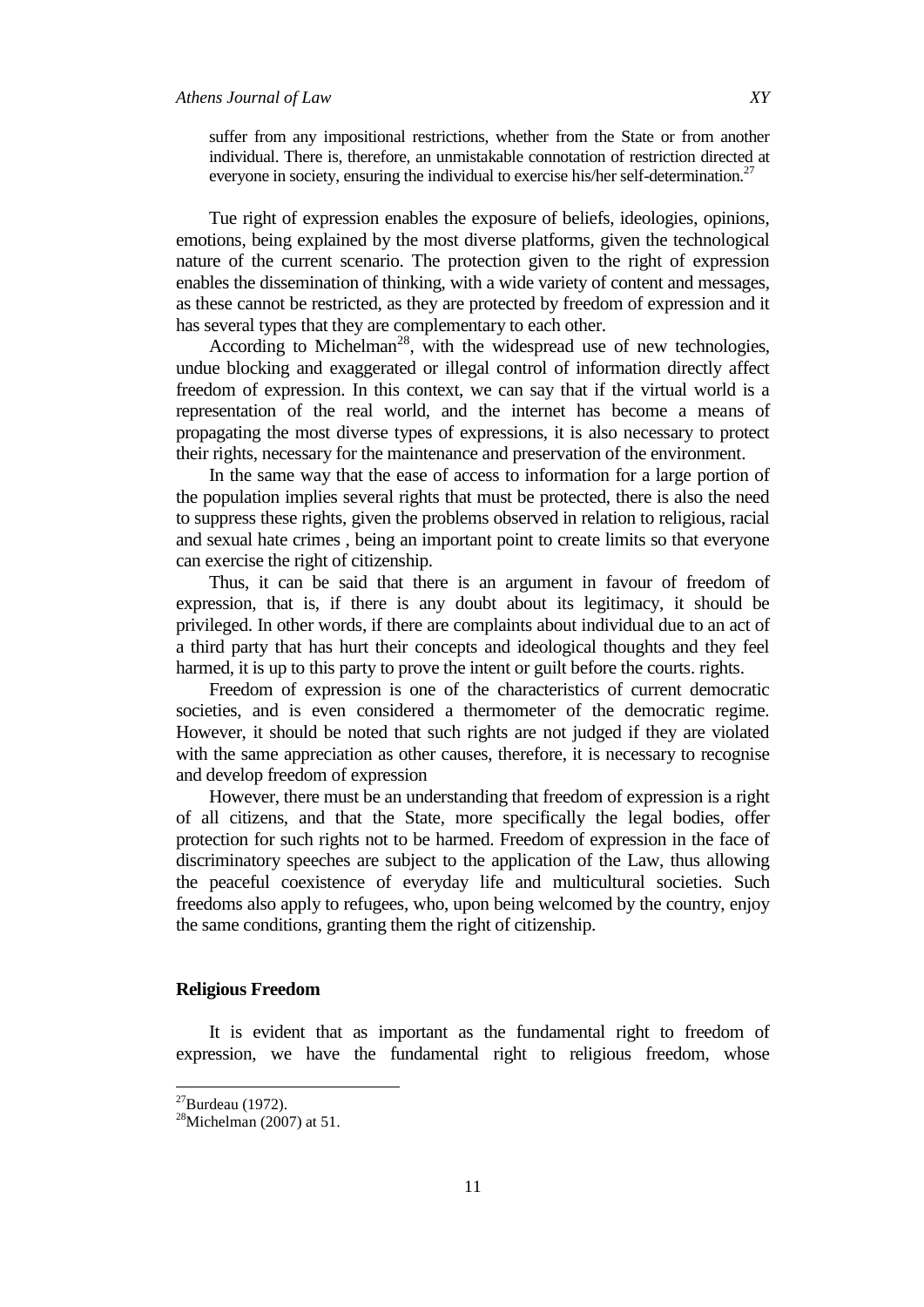suffer from any impositional restrictions, whether from the State or from another individual. There is, therefore, an unmistakable connotation of restriction directed at everyone in society, ensuring the individual to exercise his/her self-determination.[27]

Tue right of expression enables the exposure of beliefs, ideologies, opinions, emotions, being explained by the most diverse platforms, given the technological nature of the current scenario. The protection given to the right of expression enables the dissemination of thinking, with a wide variety of content and messages, as these cannot be restricted, as they are protected by freedom of expression and it has several types that they are complementary to each other.

According to Michelman[28], with the widespread use of new technologies, undue blocking and exaggerated or illegal control of information directly affect freedom of expression. In this context, we can say that if the virtual world is a representation of the real world, and the internet has become a means of propagating the most diverse types of expressions, it is also necessary to protect their rights, necessary for the maintenance and preservation of the environment.

In the same way that the ease of access to information for a large portion of the population implies several rights that must be protected, there is also the need to suppress these rights, given the problems observed in relation to religious, racial and sexual hate crimes , being an important point to create limits so that everyone can exercise the right of citizenship.

Thus, it can be said that there is an argument in favour of freedom of expression, that is, if there is any doubt about its legitimacy, it should be privileged. In other words, if there are complaints about individual due to an act of a third party that has hurt their concepts and ideological thoughts and they feel harmed, it is up to this party to prove the intent or guilt before the courts. rights.

Freedom of expression is one of the characteristics of current democratic societies, and is even considered a thermometer of the democratic regime. However, it should be noted that such rights are not judged if they are violated with the same appreciation as other causes, therefore, it is necessary to recognise and develop freedom of expression

However, there must be an understanding that freedom of expression is a right of all citizens, and that the State, more specifically the legal bodies, offer protection for such rights not to be harmed. Freedom of expression in the face of discriminatory speeches are subject to the application of the Law, thus allowing the peaceful coexistence of everyday life and multicultural societies. Such freedoms also apply to refugees, who, upon being welcomed by the country, enjoy the same conditions, granting them the right of citizenship.

### Religious Freedom

It is evident that as important as the fundamental right to freedom of expression, we have the fundamental right to religious freedom, whose

---

[27] Burdeau (1972).

[28] Michelman (2007) at 51.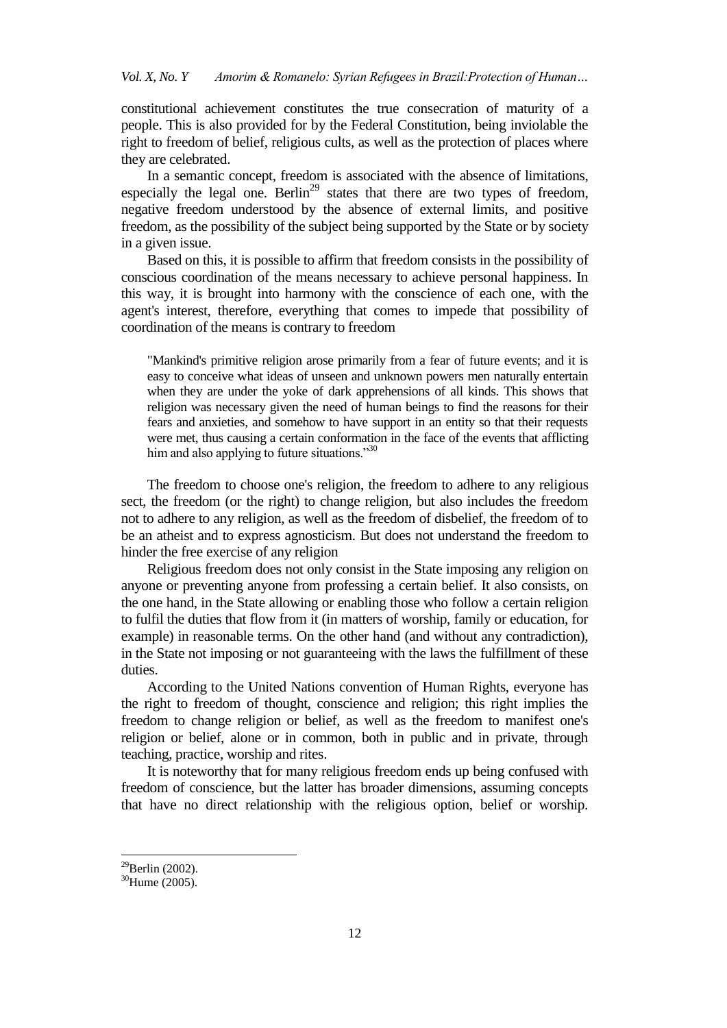constitutional achievement constitutes the true consecration of maturity of a people. This is also provided for by the Federal Constitution, being inviolable the right to freedom of belief, religious cults, as well as the protection of places where they are celebrated.

In a semantic concept, freedom is associated with the absence of limitations, especially the legal one. Berlin[29] states that there are two types of freedom, negative freedom understood by the absence of external limits, and positive freedom, as the possibility of the subject being supported by the State or by society in a given issue.

Based on this, it is possible to affirm that freedom consists in the possibility of conscious coordination of the means necessary to achieve personal happiness. In this way, it is brought into harmony with the conscience of each one, with the agent's interest, therefore, everything that comes to impede that possibility of coordination of the means is contrary to freedom

> "Mankind's primitive religion arose primarily from a fear of future events; and it is easy to conceive what ideas of unseen and unknown powers men naturally entertain when they are under the yoke of dark apprehensions of all kinds. This shows that religion was necessary given the need of human beings to find the reasons for their fears and anxieties, and somehow to have support in an entity so that their requests were met, thus causing a certain conformation in the face of the events that afflicting him and also applying to future situations."[30]

The freedom to choose one's religion, the freedom to adhere to any religious sect, the freedom (or the right) to change religion, but also includes the freedom not to adhere to any religion, as well as the freedom of disbelief, the freedom of to be an atheist and to express agnosticism. But does not understand the freedom to hinder the free exercise of any religion

Religious freedom does not only consist in the State imposing any religion on anyone or preventing anyone from professing a certain belief. It also consists, on the one hand, in the State allowing or enabling those who follow a certain religion to fulfil the duties that flow from it (in matters of worship, family or education, for example) in reasonable terms. On the other hand (and without any contradiction), in the State not imposing or not guaranteeing with the laws the fulfillment of these duties.

According to the United Nations convention of Human Rights, everyone has the right to freedom of thought, conscience and religion; this right implies the freedom to change religion or belief, as well as the freedom to manifest one's religion or belief, alone or in common, both in public and in private, through teaching, practice, worship and rites.

It is noteworthy that for many religious freedom ends up being confused with freedom of conscience, but the latter has broader dimensions, assuming concepts that have no direct relationship with the religious option, belief or worship.

---

[29]Berlin (2002).

[30]Hume (2005).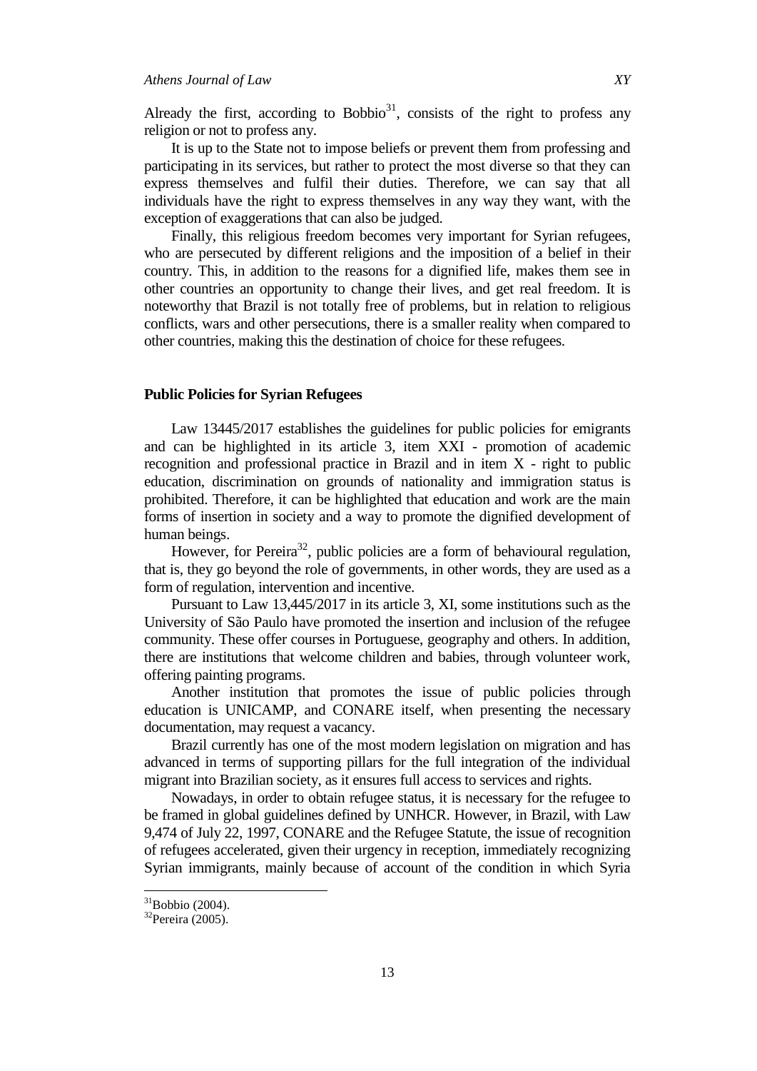Already the first, according to Bobbio[31], consists of the right to profess any religion or not to profess any.

It is up to the State not to impose beliefs or prevent them from professing and participating in its services, but rather to protect the most diverse so that they can express themselves and fulfil their duties. Therefore, we can say that all individuals have the right to express themselves in any way they want, with the exception of exaggerations that can also be judged.

Finally, this religious freedom becomes very important for Syrian refugees, who are persecuted by different religions and the imposition of a belief in their country. This, in addition to the reasons for a dignified life, makes them see in other countries an opportunity to change their lives, and get real freedom. It is noteworthy that Brazil is not totally free of problems, but in relation to religious conflicts, wars and other persecutions, there is a smaller reality when compared to other countries, making this the destination of choice for these refugees.

## Public Policies for Syrian Refugees

Law 13445/2017 establishes the guidelines for public policies for emigrants and can be highlighted in its article 3, item XXI - promotion of academic recognition and professional practice in Brazil and in item X - right to public education, discrimination on grounds of nationality and immigration status is prohibited. Therefore, it can be highlighted that education and work are the main forms of insertion in society and a way to promote the dignified development of human beings.

However, for Pereira[32], public policies are a form of behavioural regulation, that is, they go beyond the role of governments, in other words, they are used as a form of regulation, intervention and incentive.

Pursuant to Law 13,445/2017 in its article 3, XI, some institutions such as the University of São Paulo have promoted the insertion and inclusion of the refugee community. These offer courses in Portuguese, geography and others. In addition, there are institutions that welcome children and babies, through volunteer work, offering painting programs.

Another institution that promotes the issue of public policies through education is UNICAMP, and CONARE itself, when presenting the necessary documentation, may request a vacancy.

Brazil currently has one of the most modern legislation on migration and has advanced in terms of supporting pillars for the full integration of the individual migrant into Brazilian society, as it ensures full access to services and rights.

Nowadays, in order to obtain refugee status, it is necessary for the refugee to be framed in global guidelines defined by UNHCR. However, in Brazil, with Law 9,474 of July 22, 1997, CONARE and the Refugee Statute, the issue of recognition of refugees accelerated, given their urgency in reception, immediately recognizing Syrian immigrants, mainly because of account of the condition in which Syria

[31]Bobbio (2004).

[32]Pereira (2005).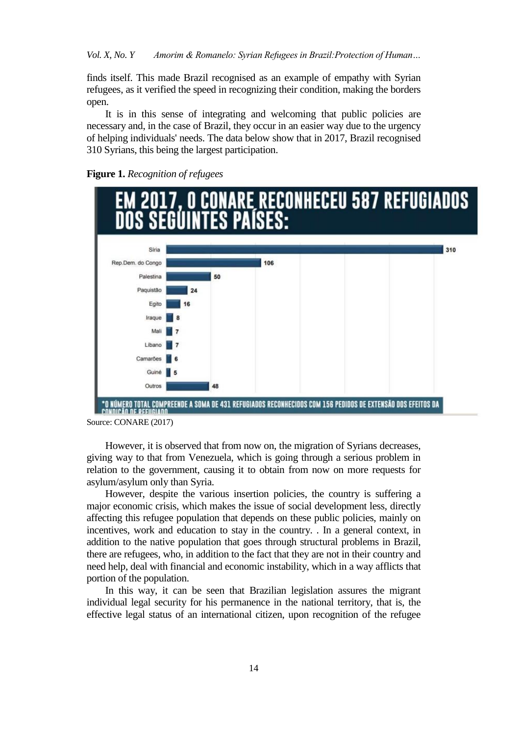finds itself. This made Brazil recognised as an example of empathy with Syrian refugees, as it verified the speed in recognizing their condition, making the borders open.

It is in this sense of integrating and welcoming that public policies are necessary and, in the case of Brazil, they occur in an easier way due to the urgency of helping individuals' needs. The data below show that in 2017, Brazil recognised 310 Syrians, this being the largest participation.

**Figure 1.** *Recognition of refugees*

EM 2017, O CONARE RECONHECEU 587 REFUGIADOS DOS SEGUINTES PAÍSES:

| País | Refugiados |
|---|---|
| Síria | 310 |
| Rep.Dem. do Congo | 106 |
| Palestina | 50 |
| Paquistão | 24 |
| Egito | 16 |
| Iraque | 8 |
| Mali | 7 |
| Líbano | 7 |
| Camarões | 6 |
| Guiné | 5 |
| Outros | 48 |

*O NÚMERO TOTAL COMPREENDE A SOMA DE 431 REFUGIADOS RECONHECIDOS COM 156 PEDIDOS DE EXTENSÃO DOS EFEITOS DA CONDIÇÃO DE REFUGIADO

Source: CONARE (2017)

However, it is observed that from now on, the migration of Syrians decreases, giving way to that from Venezuela, which is going through a serious problem in relation to the government, causing it to obtain from now on more requests for asylum/asylum only than Syria.

However, despite the various insertion policies, the country is suffering a major economic crisis, which makes the issue of social development less, directly affecting this refugee population that depends on these public policies, mainly on incentives, work and education to stay in the country. . In a general context, in addition to the native population that goes through structural problems in Brazil, there are refugees, who, in addition to the fact that they are not in their country and need help, deal with financial and economic instability, which in a way afflicts that portion of the population.

In this way, it can be seen that Brazilian legislation assures the migrant individual legal security for his permanence in the national territory, that is, the effective legal status of an international citizen, upon recognition of the refugee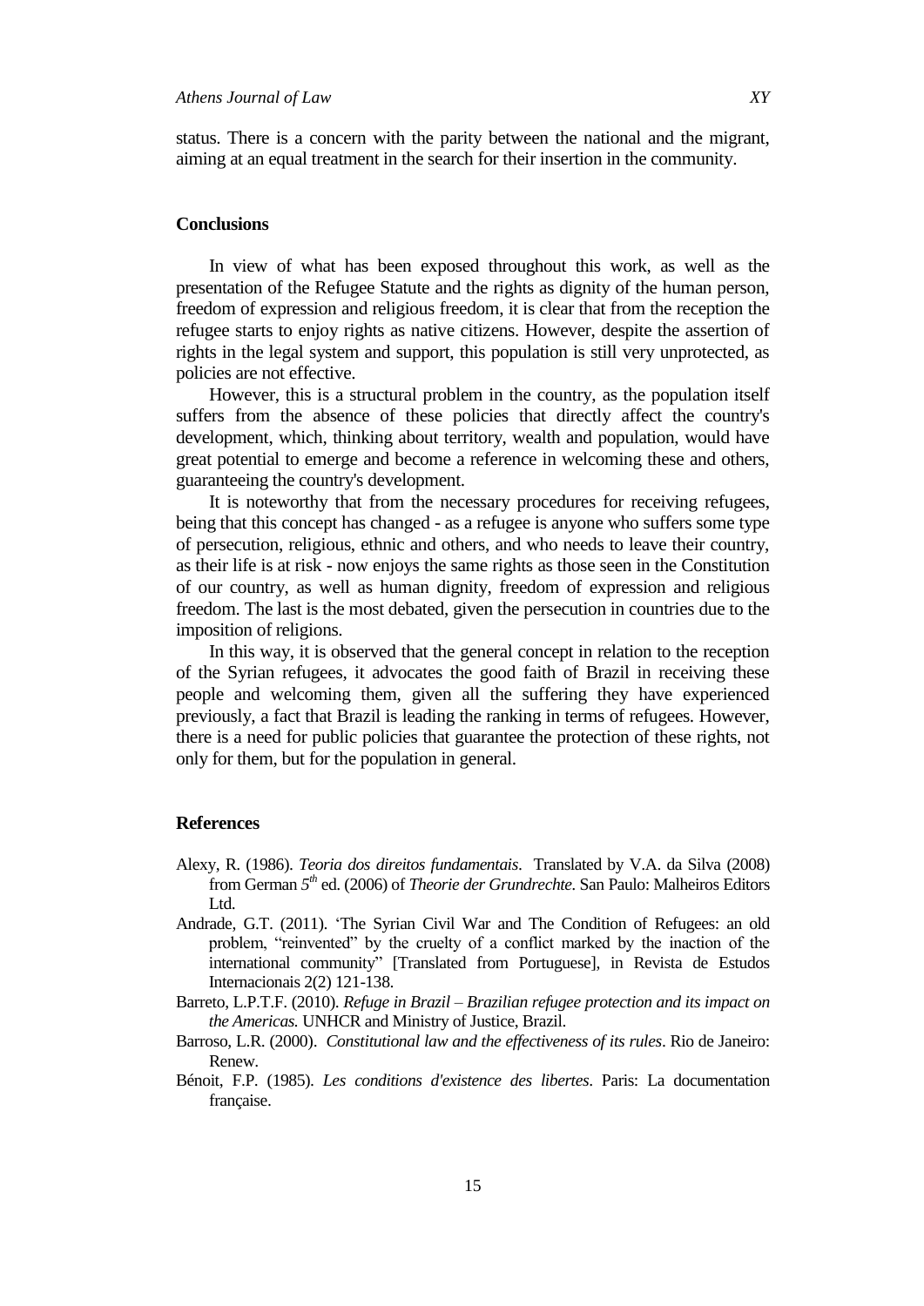status. There is a concern with the parity between the national and the migrant, aiming at an equal treatment in the search for their insertion in the community.

## Conclusions

In view of what has been exposed throughout this work, as well as the presentation of the Refugee Statute and the rights as dignity of the human person, freedom of expression and religious freedom, it is clear that from the reception the refugee starts to enjoy rights as native citizens. However, despite the assertion of rights in the legal system and support, this population is still very unprotected, as policies are not effective.

However, this is a structural problem in the country, as the population itself suffers from the absence of these policies that directly affect the country's development, which, thinking about territory, wealth and population, would have great potential to emerge and become a reference in welcoming these and others, guaranteeing the country's development.

It is noteworthy that from the necessary procedures for receiving refugees, being that this concept has changed - as a refugee is anyone who suffers some type of persecution, religious, ethnic and others, and who needs to leave their country, as their life is at risk - now enjoys the same rights as those seen in the Constitution of our country, as well as human dignity, freedom of expression and religious freedom. The last is the most debated, given the persecution in countries due to the imposition of religions.

In this way, it is observed that the general concept in relation to the reception of the Syrian refugees, it advocates the good faith of Brazil in receiving these people and welcoming them, given all the suffering they have experienced previously, a fact that Brazil is leading the ranking in terms of refugees. However, there is a need for public policies that guarantee the protection of these rights, not only for them, but for the population in general.

## References

Alexy, R. (1986). *Teoria dos direitos fundamentais*. Translated by V.A. da Silva (2008) from German 5th ed. (2006) of *Theorie der Grundrechte*. San Paulo: Malheiros Editors Ltd.

Andrade, G.T. (2011). 'The Syrian Civil War and The Condition of Refugees: an old problem, "reinvented" by the cruelty of a conflict marked by the inaction of the international community" [Translated from Portuguese], in Revista de Estudos Internacionais 2(2) 121-138.

Barreto, L.P.T.F. (2010). *Refuge in Brazil – Brazilian refugee protection and its impact on the Americas.* UNHCR and Ministry of Justice, Brazil.

Barroso, L.R. (2000). *Constitutional law and the effectiveness of its rules*. Rio de Janeiro: Renew.

Bénoit, F.P. (1985). *Les conditions d'existence des libertes*. Paris: La documentation française.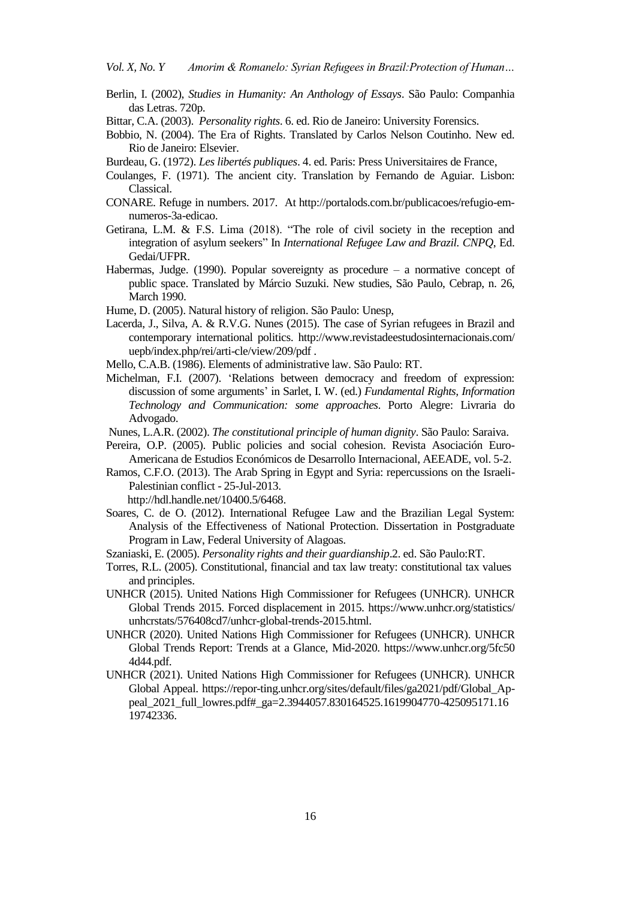Berlin, I. (2002), *Studies in Humanity: An Anthology of Essays*. São Paulo: Companhia das Letras. 720p.

Bittar, C.A. (2003). *Personality rights*. 6. ed. Rio de Janeiro: University Forensics.

Bobbio, N. (2004). The Era of Rights. Translated by Carlos Nelson Coutinho. New ed. Rio de Janeiro: Elsevier.

Burdeau, G. (1972). *Les libertés publiques*. 4. ed. Paris: Press Universitaires de France,

Coulanges, F. (1971). The ancient city. Translation by Fernando de Aguiar. Lisbon: Classical.

CONARE. Refuge in numbers. 2017. At http://portalods.com.br/publicacoes/refugio-em-numeros-3a-edicao.

Getirana, L.M. & F.S. Lima (2018). "The role of civil society in the reception and integration of asylum seekers" In *International Refugee Law and Brazil. CNPQ*, Ed. Gedai/UFPR.

Habermas, Judge. (1990). Popular sovereignty as procedure – a normative concept of public space. Translated by Márcio Suzuki. New studies, São Paulo, Cebrap, n. 26, March 1990.

Hume, D. (2005). Natural history of religion. São Paulo: Unesp,

Lacerda, J., Silva, A. & R.V.G. Nunes (2015). The case of Syrian refugees in Brazil and contemporary international politics. http://www.revistadeestudosinternacionais.com/uepb/index.php/rei/arti-cle/view/209/pdf .

Mello, C.A.B. (1986). Elements of administrative law. São Paulo: RT.

Michelman, F.I. (2007). 'Relations between democracy and freedom of expression: discussion of some arguments' in Sarlet, I. W. (ed.) *Fundamental Rights, Information Technology and Communication: some approaches*. Porto Alegre: Livraria do Advogado.

Nunes, L.A.R. (2002). *The constitutional principle of human dignity*. São Paulo: Saraiva.

Pereira, O.P. (2005). Public policies and social cohesion. Revista Asociación Euro-Americana de Estudios Económicos de Desarrollo Internacional, AEEADE, vol. 5-2.

Ramos, C.F.O. (2013). The Arab Spring in Egypt and Syria: repercussions on the Israeli-Palestinian conflict - 25-Jul-2013. http://hdl.handle.net/10400.5/6468.

Soares, C. de O. (2012). International Refugee Law and the Brazilian Legal System: Analysis of the Effectiveness of National Protection. Dissertation in Postgraduate Program in Law, Federal University of Alagoas.

Szaniaski, E. (2005). *Personality rights and their guardianship*.2. ed. São Paulo:RT.

Torres, R.L. (2005). Constitutional, financial and tax law treaty: constitutional tax values and principles.

UNHCR (2015). United Nations High Commissioner for Refugees (UNHCR). UNHCR Global Trends 2015. Forced displacement in 2015. https://www.unhcr.org/statistics/unhcrstats/576408cd7/unhcr-global-trends-2015.html.

UNHCR (2020). United Nations High Commissioner for Refugees (UNHCR). UNHCR Global Trends Report: Trends at a Glance, Mid-2020. https://www.unhcr.org/5fc504d44.pdf.

UNHCR (2021). United Nations High Commissioner for Refugees (UNHCR). UNHCR Global Appeal. https://repor-ting.unhcr.org/sites/default/files/ga2021/pdf/Global_Ap-peal_2021_full_lowres.pdf#_ga=2.3944057.830164525.1619904770-425095171.1619742336.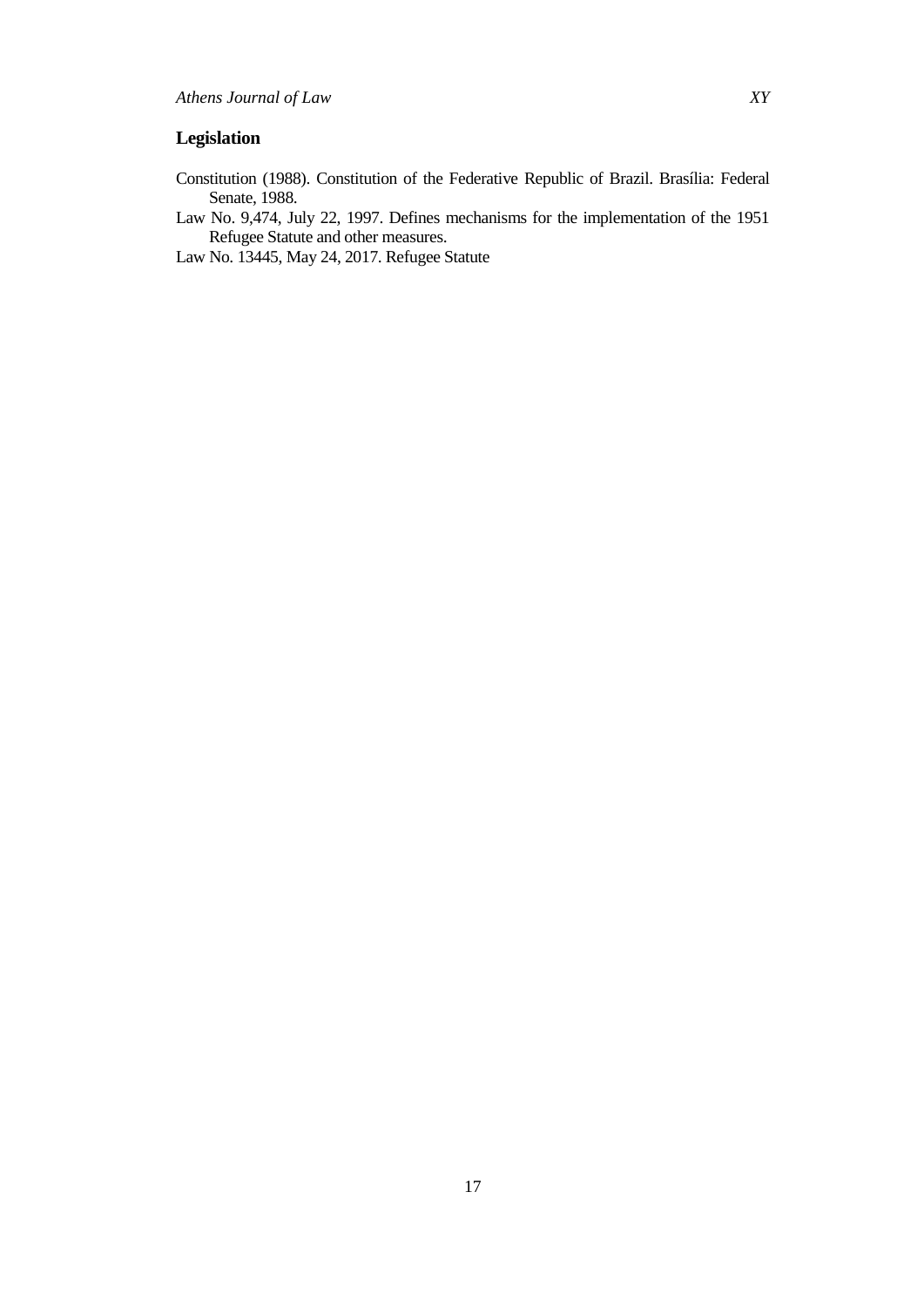## Legislation

Constitution (1988). Constitution of the Federative Republic of Brazil. Brasília: Federal Senate, 1988.

Law No. 9,474, July 22, 1997. Defines mechanisms for the implementation of the 1951 Refugee Statute and other measures.

Law No. 13445, May 24, 2017. Refugee Statute